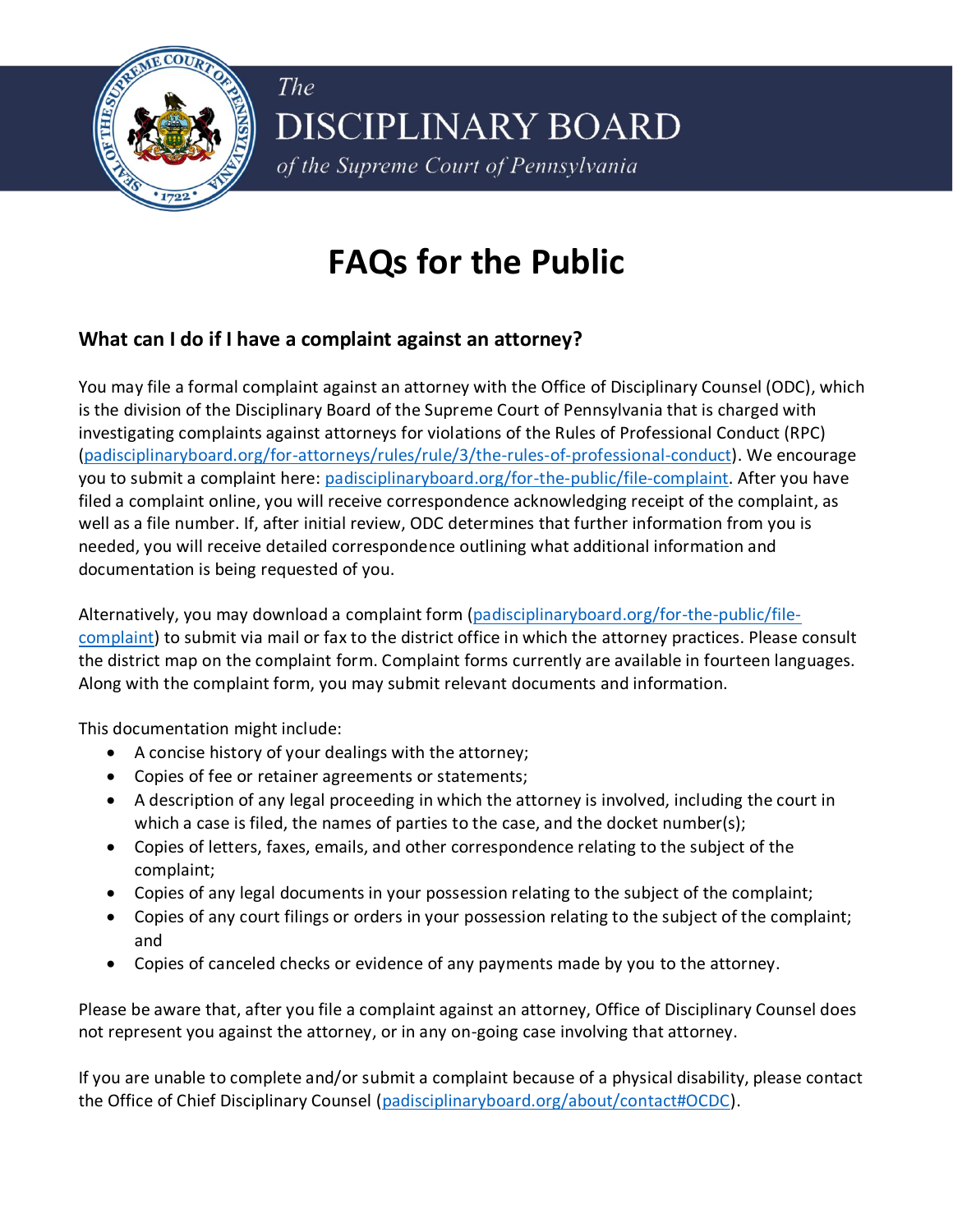*The*
DISCIPLINARY BOARD
*of the Supreme Court of Pennsylvania*

# FAQs for the Public

### What can I do if I have a complaint against an attorney?

You may file a formal complaint against an attorney with the Office of Disciplinary Counsel (ODC), which is the division of the Disciplinary Board of the Supreme Court of Pennsylvania that is charged with investigating complaints against attorneys for violations of the Rules of Professional Conduct (RPC) (padisciplinaryboard.org/for-attorneys/rules/rule/3/the-rules-of-professional-conduct). We encourage you to submit a complaint here: padisciplinaryboard.org/for-the-public/file-complaint. After you have filed a complaint online, you will receive correspondence acknowledging receipt of the complaint, as well as a file number. If, after initial review, ODC determines that further information from you is needed, you will receive detailed correspondence outlining what additional information and documentation is being requested of you.

Alternatively, you may download a complaint form (padisciplinaryboard.org/for-the-public/file-complaint) to submit via mail or fax to the district office in which the attorney practices. Please consult the district map on the complaint form. Complaint forms currently are available in fourteen languages. Along with the complaint form, you may submit relevant documents and information.

This documentation might include:

- A concise history of your dealings with the attorney;
- Copies of fee or retainer agreements or statements;
- A description of any legal proceeding in which the attorney is involved, including the court in which a case is filed, the names of parties to the case, and the docket number(s);
- Copies of letters, faxes, emails, and other correspondence relating to the subject of the complaint;
- Copies of any legal documents in your possession relating to the subject of the complaint;
- Copies of any court filings or orders in your possession relating to the subject of the complaint; and
- Copies of canceled checks or evidence of any payments made by you to the attorney.

Please be aware that, after you file a complaint against an attorney, Office of Disciplinary Counsel does not represent you against the attorney, or in any on-going case involving that attorney.

If you are unable to complete and/or submit a complaint because of a physical disability, please contact the Office of Chief Disciplinary Counsel (padisciplinaryboard.org/about/contact#OCDC).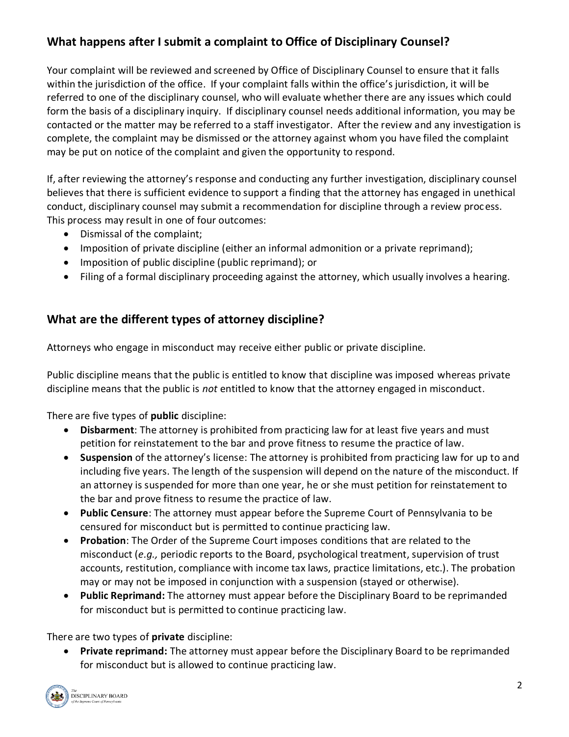## What happens after I submit a complaint to Office of Disciplinary Counsel?

Your complaint will be reviewed and screened by Office of Disciplinary Counsel to ensure that it falls within the jurisdiction of the office. If your complaint falls within the office's jurisdiction, it will be referred to one of the disciplinary counsel, who will evaluate whether there are any issues which could form the basis of a disciplinary inquiry. If disciplinary counsel needs additional information, you may be contacted or the matter may be referred to a staff investigator. After the review and any investigation is complete, the complaint may be dismissed or the attorney against whom you have filed the complaint may be put on notice of the complaint and given the opportunity to respond.

If, after reviewing the attorney's response and conducting any further investigation, disciplinary counsel believes that there is sufficient evidence to support a finding that the attorney has engaged in unethical conduct, disciplinary counsel may submit a recommendation for discipline through a review process. This process may result in one of four outcomes:

- Dismissal of the complaint;
- Imposition of private discipline (either an informal admonition or a private reprimand);
- Imposition of public discipline (public reprimand); or
- Filing of a formal disciplinary proceeding against the attorney, which usually involves a hearing.

## What are the different types of attorney discipline?

Attorneys who engage in misconduct may receive either public or private discipline.

Public discipline means that the public is entitled to know that discipline was imposed whereas private discipline means that the public is *not* entitled to know that the attorney engaged in misconduct.

There are five types of **public** discipline:

- **Disbarment**: The attorney is prohibited from practicing law for at least five years and must petition for reinstatement to the bar and prove fitness to resume the practice of law.
- **Suspension** of the attorney's license: The attorney is prohibited from practicing law for up to and including five years. The length of the suspension will depend on the nature of the misconduct. If an attorney is suspended for more than one year, he or she must petition for reinstatement to the bar and prove fitness to resume the practice of law.
- **Public Censure**: The attorney must appear before the Supreme Court of Pennsylvania to be censured for misconduct but is permitted to continue practicing law.
- **Probation**: The Order of the Supreme Court imposes conditions that are related to the misconduct (*e.g.,* periodic reports to the Board, psychological treatment, supervision of trust accounts, restitution, compliance with income tax laws, practice limitations, etc.). The probation may or may not be imposed in conjunction with a suspension (stayed or otherwise).
- **Public Reprimand:** The attorney must appear before the Disciplinary Board to be reprimanded for misconduct but is permitted to continue practicing law.

There are two types of **private** discipline:

- **Private reprimand:** The attorney must appear before the Disciplinary Board to be reprimanded for misconduct but is allowed to continue practicing law.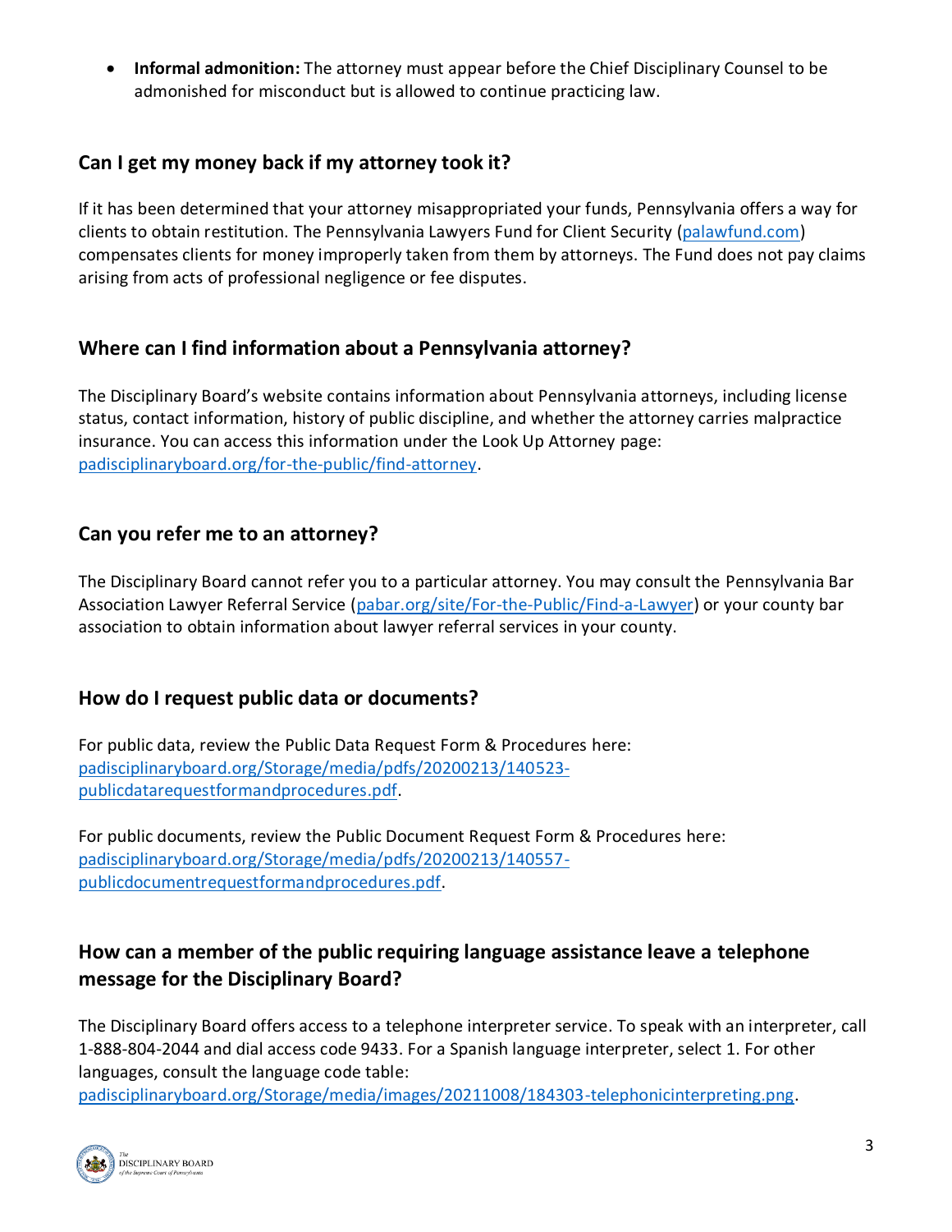- **Informal admonition:** The attorney must appear before the Chief Disciplinary Counsel to be admonished for misconduct but is allowed to continue practicing law.

## Can I get my money back if my attorney took it?

If it has been determined that your attorney misappropriated your funds, Pennsylvania offers a way for clients to obtain restitution. The Pennsylvania Lawyers Fund for Client Security (palawfund.com) compensates clients for money improperly taken from them by attorneys. The Fund does not pay claims arising from acts of professional negligence or fee disputes.

## Where can I find information about a Pennsylvania attorney?

The Disciplinary Board's website contains information about Pennsylvania attorneys, including license status, contact information, history of public discipline, and whether the attorney carries malpractice insurance. You can access this information under the Look Up Attorney page: padisciplinaryboard.org/for-the-public/find-attorney.

## Can you refer me to an attorney?

The Disciplinary Board cannot refer you to a particular attorney. You may consult the Pennsylvania Bar Association Lawyer Referral Service (pabar.org/site/For-the-Public/Find-a-Lawyer) or your county bar association to obtain information about lawyer referral services in your county.

## How do I request public data or documents?

For public data, review the Public Data Request Form & Procedures here: padisciplinaryboard.org/Storage/media/pdfs/20200213/140523-publicdatarequestformandprocedures.pdf.

For public documents, review the Public Document Request Form & Procedures here: padisciplinaryboard.org/Storage/media/pdfs/20200213/140557-publicdocumentrequestformandprocedures.pdf.

## How can a member of the public requiring language assistance leave a telephone message for the Disciplinary Board?

The Disciplinary Board offers access to a telephone interpreter service. To speak with an interpreter, call 1-888-804-2044 and dial access code 9433. For a Spanish language interpreter, select 1. For other languages, consult the language code table: padisciplinaryboard.org/Storage/media/images/20211008/184303-telephonicinterpreting.png.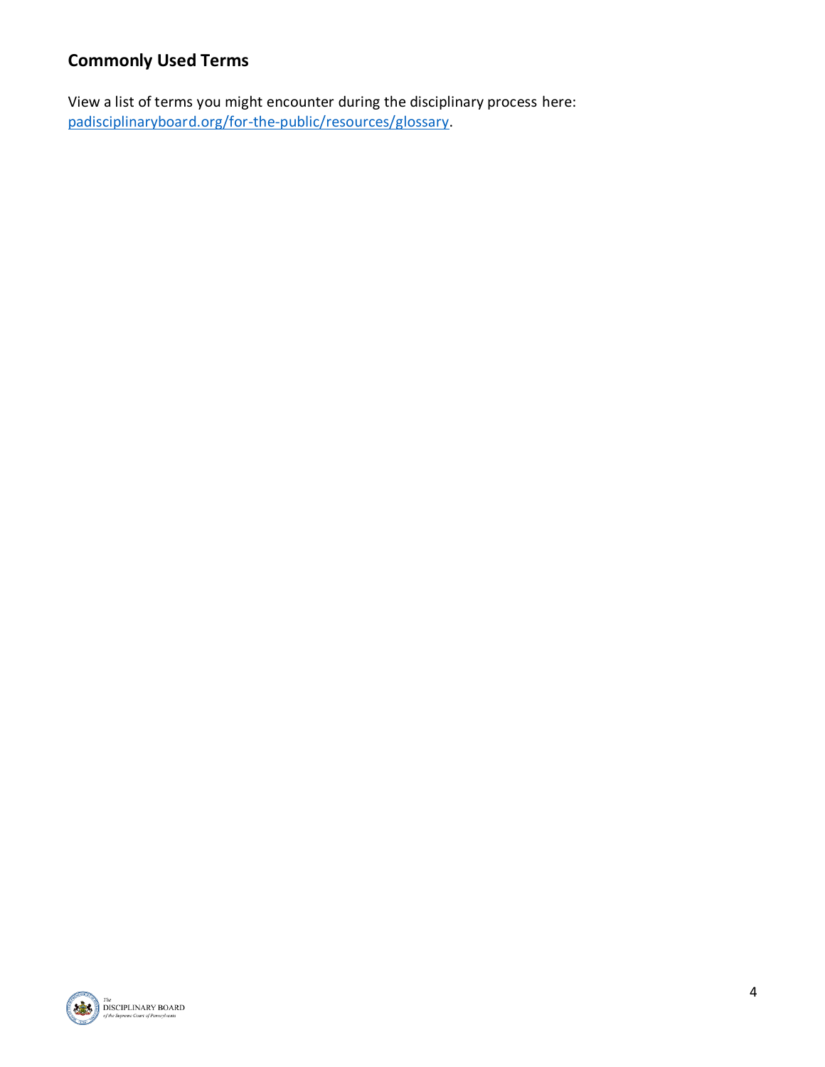## Commonly Used Terms

View a list of terms you might encounter during the disciplinary process here: [padisciplinaryboard.org/for-the-public/resources/glossary](padisciplinaryboard.org/for-the-public/resources/glossary).